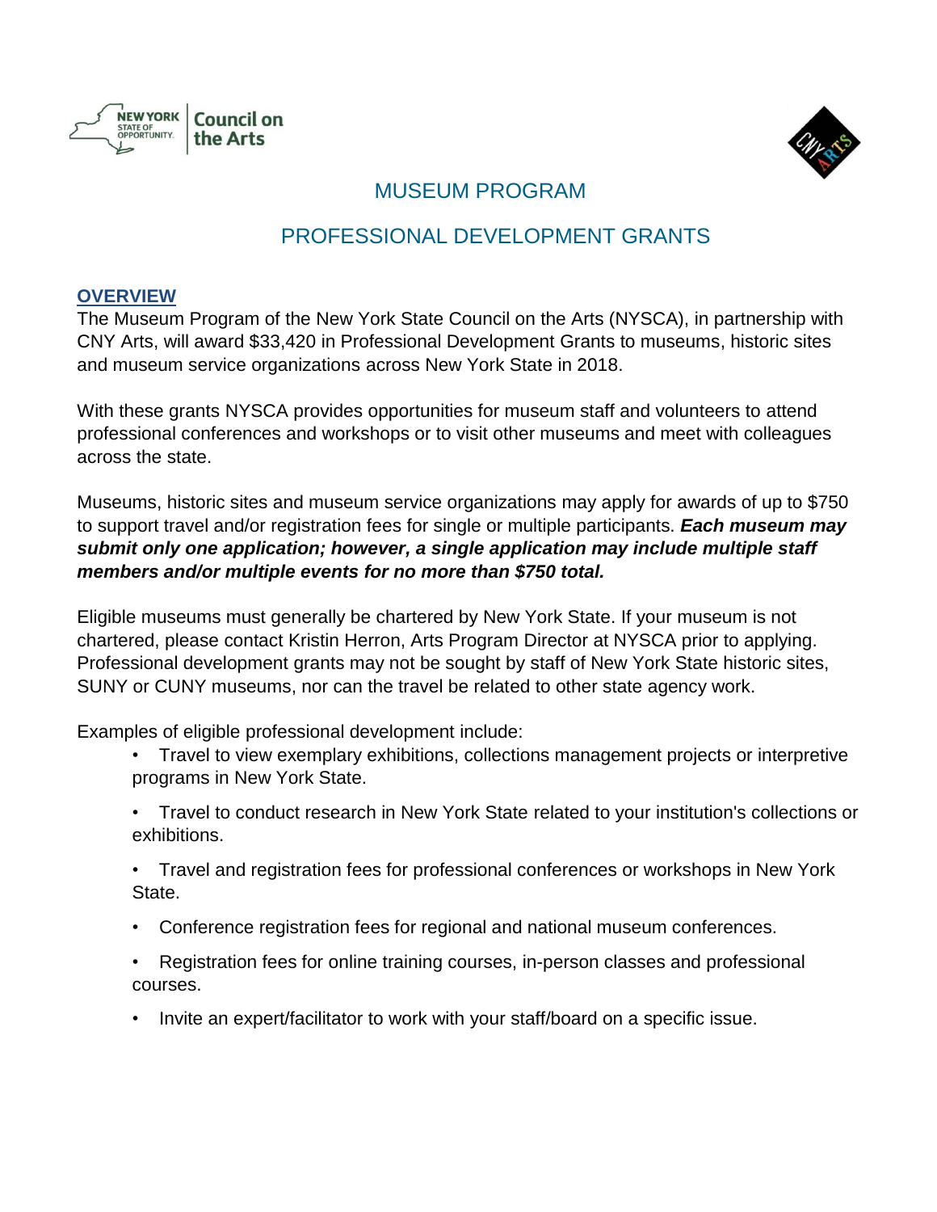New York State of Opportunity | Council on the Arts

# MUSEUM PROGRAM

# PROFESSIONAL DEVELOPMENT GRANTS

## OVERVIEW

The Museum Program of the New York State Council on the Arts (NYSCA), in partnership with CNY Arts, will award $33,420 in Professional Development Grants to museums, historic sites and museum service organizations across New York State in 2018.

With these grants NYSCA provides opportunities for museum staff and volunteers to attend professional conferences and workshops or to visit other museums and meet with colleagues across the state.

Museums, historic sites and museum service organizations may apply for awards of up to $750 to support travel and/or registration fees for single or multiple participants. ***Each museum may submit only one application; however, a single application may include multiple staff members and/or multiple events for no more than $750 total.***

Eligible museums must generally be chartered by New York State. If your museum is not chartered, please contact Kristin Herron, Arts Program Director at NYSCA prior to applying. Professional development grants may not be sought by staff of New York State historic sites, SUNY or CUNY museums, nor can the travel be related to other state agency work.

Examples of eligible professional development include:

- Travel to view exemplary exhibitions, collections management projects or interpretive programs in New York State.
- Travel to conduct research in New York State related to your institution's collections or exhibitions.
- Travel and registration fees for professional conferences or workshops in New York State.
- Conference registration fees for regional and national museum conferences.
- Registration fees for online training courses, in-person classes and professional courses.
- Invite an expert/facilitator to work with your staff/board on a specific issue.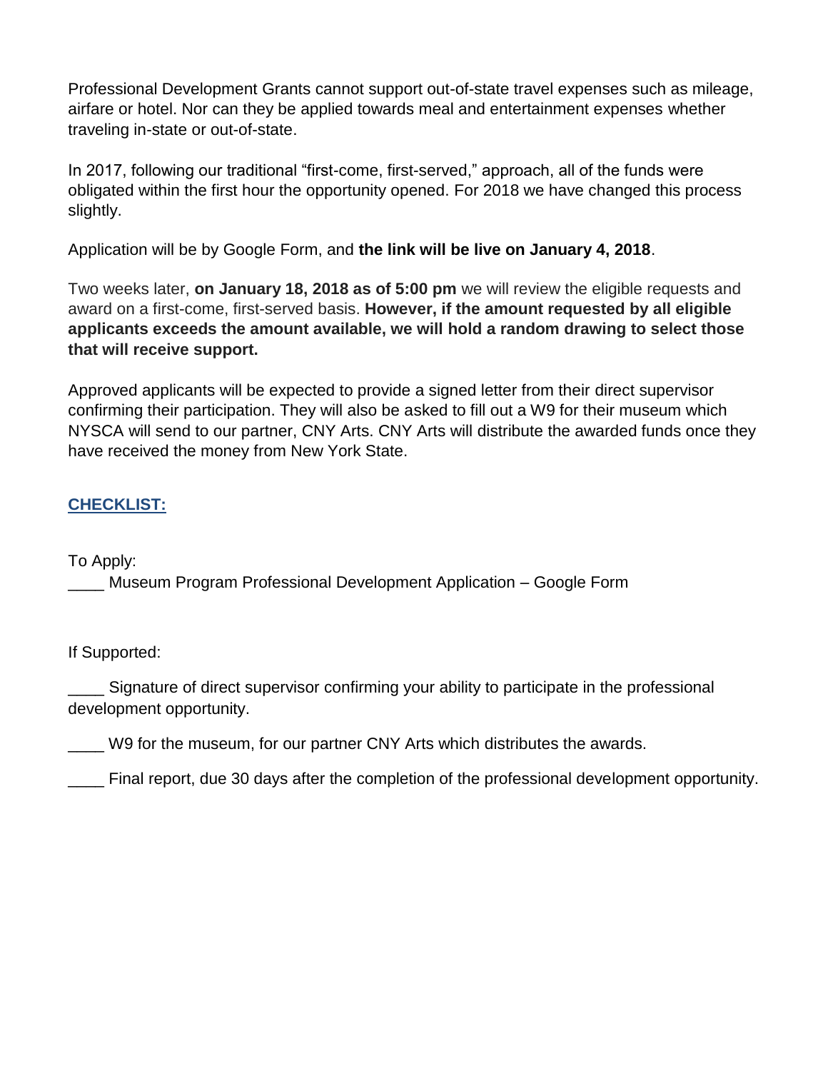Professional Development Grants cannot support out-of-state travel expenses such as mileage, airfare or hotel. Nor can they be applied towards meal and entertainment expenses whether traveling in-state or out-of-state.

In 2017, following our traditional "first-come, first-served," approach, all of the funds were obligated within the first hour the opportunity opened. For 2018 we have changed this process slightly.

Application will be by Google Form, and **the link will be live on January 4, 2018**.

Two weeks later, **on January 18, 2018 as of 5:00 pm** we will review the eligible requests and award on a first-come, first-served basis. **However, if the amount requested by all eligible applicants exceeds the amount available, we will hold a random drawing to select those that will receive support.**

Approved applicants will be expected to provide a signed letter from their direct supervisor confirming their participation. They will also be asked to fill out a W9 for their museum which NYSCA will send to our partner, CNY Arts. CNY Arts will distribute the awarded funds once they have received the money from New York State.

## CHECKLIST:

To Apply:

____ Museum Program Professional Development Application – Google Form

If Supported:

____ Signature of direct supervisor confirming your ability to participate in the professional development opportunity.

____ W9 for the museum, for our partner CNY Arts which distributes the awards.

____ Final report, due 30 days after the completion of the professional development opportunity.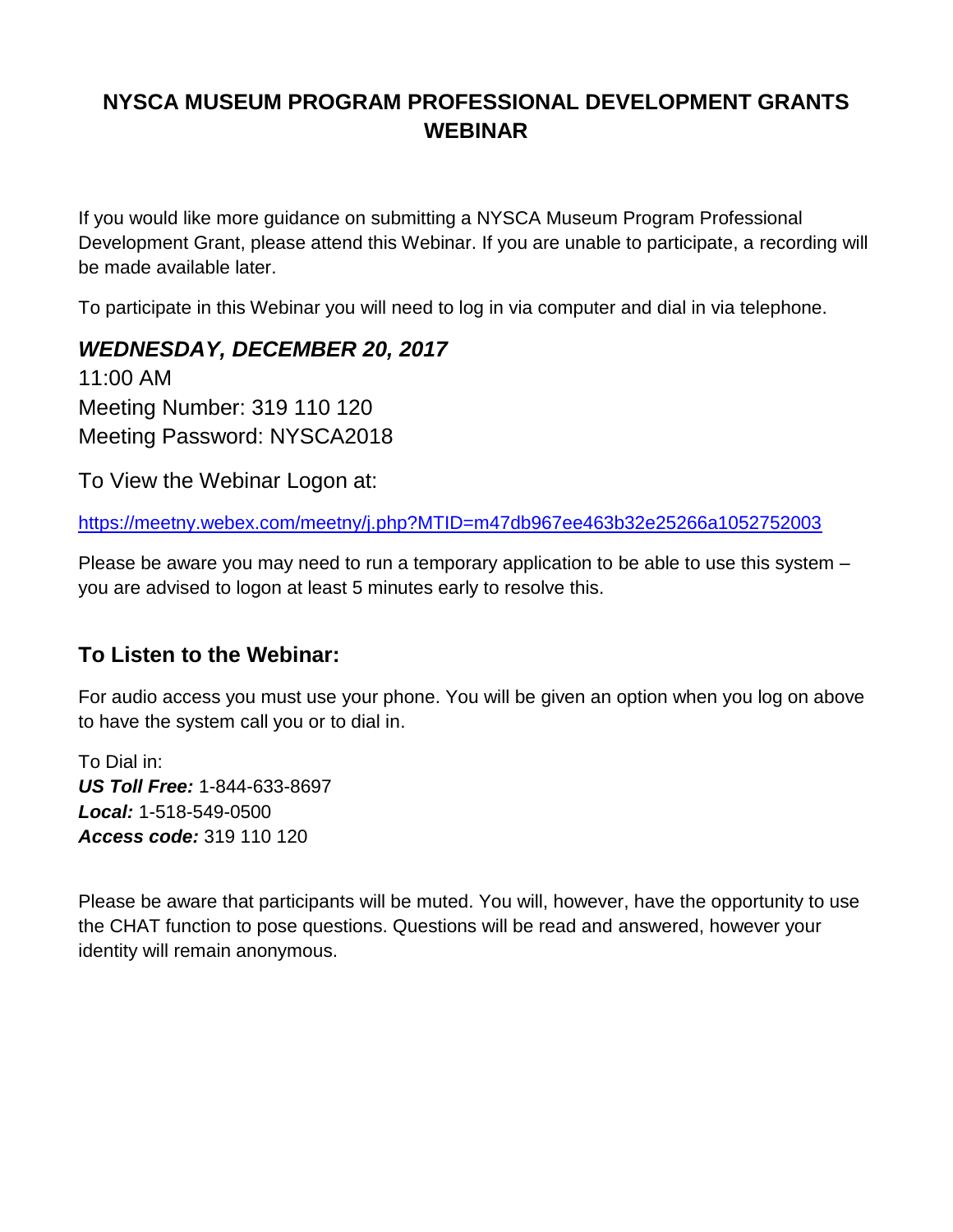# NYSCA MUSEUM PROGRAM PROFESSIONAL DEVELOPMENT GRANTS WEBINAR

If you would like more guidance on submitting a NYSCA Museum Program Professional Development Grant, please attend this Webinar. If you are unable to participate, a recording will be made available later.

To participate in this Webinar you will need to log in via computer and dial in via telephone.

***WEDNESDAY, DECEMBER 20, 2017***

11:00 AM
Meeting Number: 319 110 120
Meeting Password: NYSCA2018

To View the Webinar Logon at:

https://meetny.webex.com/meetny/j.php?MTID=m47db967ee463b32e25266a1052752003

Please be aware you may need to run a temporary application to be able to use this system – you are advised to logon at least 5 minutes early to resolve this.

## To Listen to the Webinar:

For audio access you must use your phone. You will be given an option when you log on above to have the system call you or to dial in.

To Dial in:
***US Toll Free:*** 1-844-633-8697
***Local:*** 1-518-549-0500
***Access code:*** 319 110 120

Please be aware that participants will be muted. You will, however, have the opportunity to use the CHAT function to pose questions. Questions will be read and answered, however your identity will remain anonymous.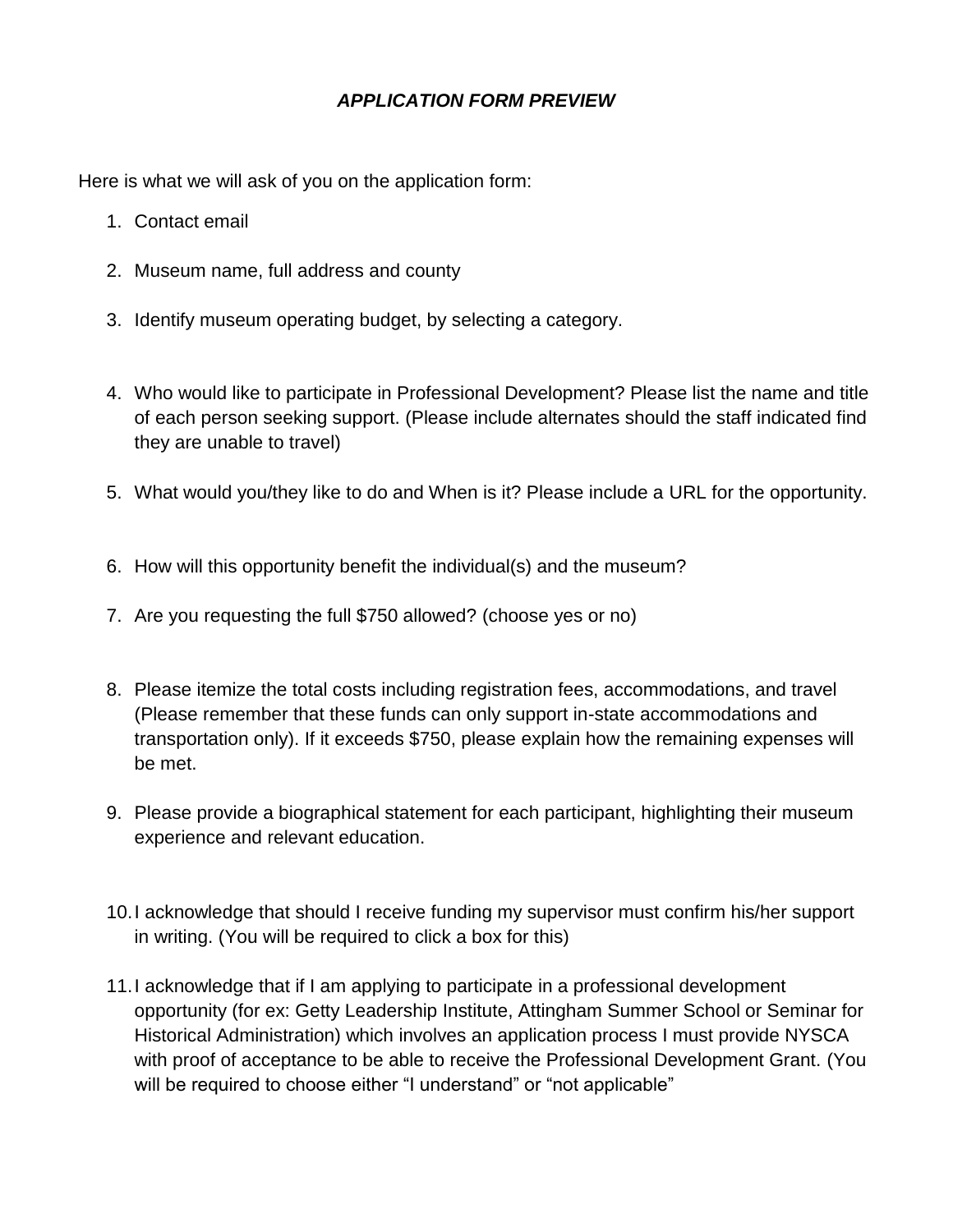### ***APPLICATION FORM PREVIEW***

Here is what we will ask of you on the application form:

1. Contact email
2. Museum name, full address and county
3. Identify museum operating budget, by selecting a category.
4. Who would like to participate in Professional Development? Please list the name and title of each person seeking support. (Please include alternates should the staff indicated find they are unable to travel)
5. What would you/they like to do and When is it? Please include a URL for the opportunity.
6. How will this opportunity benefit the individual(s) and the museum?
7. Are you requesting the full $750 allowed? (choose yes or no)
8. Please itemize the total costs including registration fees, accommodations, and travel (Please remember that these funds can only support in-state accommodations and transportation only). If it exceeds $750, please explain how the remaining expenses will be met.
9. Please provide a biographical statement for each participant, highlighting their museum experience and relevant education.
10. I acknowledge that should I receive funding my supervisor must confirm his/her support in writing. (You will be required to click a box for this)
11. I acknowledge that if I am applying to participate in a professional development opportunity (for ex: Getty Leadership Institute, Attingham Summer School or Seminar for Historical Administration) which involves an application process I must provide NYSCA with proof of acceptance to be able to receive the Professional Development Grant. (You will be required to choose either "I understand" or "not applicable"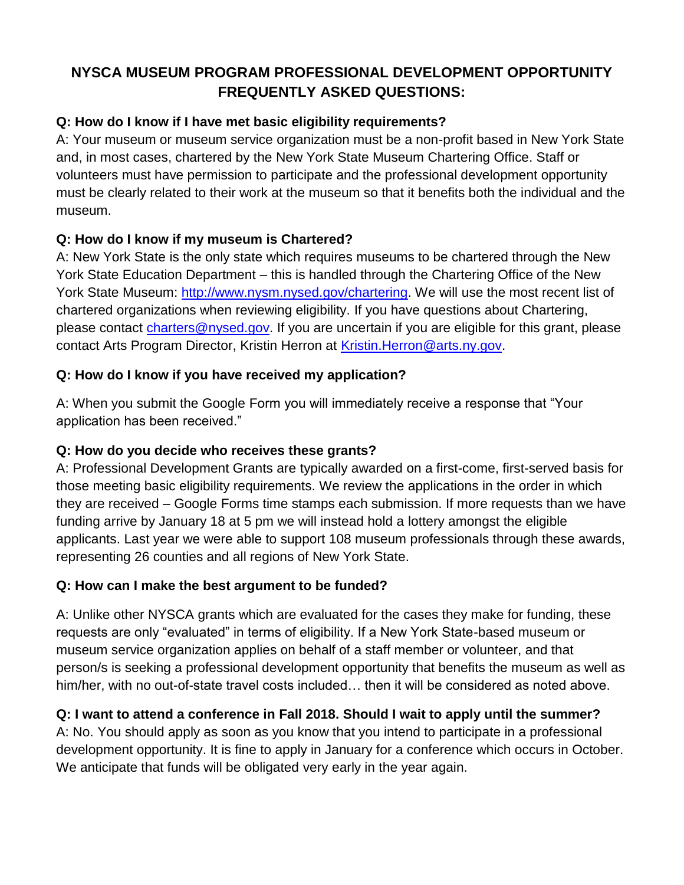# NYSCA MUSEUM PROGRAM PROFESSIONAL DEVELOPMENT OPPORTUNITY FREQUENTLY ASKED QUESTIONS:

**Q: How do I know if I have met basic eligibility requirements?**

A: Your museum or museum service organization must be a non-profit based in New York State and, in most cases, chartered by the New York State Museum Chartering Office. Staff or volunteers must have permission to participate and the professional development opportunity must be clearly related to their work at the museum so that it benefits both the individual and the museum.

**Q: How do I know if my museum is Chartered?**

A: New York State is the only state which requires museums to be chartered through the New York State Education Department – this is handled through the Chartering Office of the New York State Museum: [http://www.nysm.nysed.gov/chartering](http://www.nysm.nysed.gov/chartering). We will use the most recent list of chartered organizations when reviewing eligibility. If you have questions about Chartering, please contact [charters@nysed.gov](mailto:charters@nysed.gov). If you are uncertain if you are eligible for this grant, please contact Arts Program Director, Kristin Herron at [Kristin.Herron@arts.ny.gov](mailto:Kristin.Herron@arts.ny.gov).

**Q: How do I know if you have received my application?**

A: When you submit the Google Form you will immediately receive a response that "Your application has been received."

**Q: How do you decide who receives these grants?**

A: Professional Development Grants are typically awarded on a first-come, first-served basis for those meeting basic eligibility requirements. We review the applications in the order in which they are received – Google Forms time stamps each submission. If more requests than we have funding arrive by January 18 at 5 pm we will instead hold a lottery amongst the eligible applicants. Last year we were able to support 108 museum professionals through these awards, representing 26 counties and all regions of New York State.

**Q: How can I make the best argument to be funded?**

A: Unlike other NYSCA grants which are evaluated for the cases they make for funding, these requests are only "evaluated" in terms of eligibility. If a New York State-based museum or museum service organization applies on behalf of a staff member or volunteer, and that person/s is seeking a professional development opportunity that benefits the museum as well as him/her, with no out-of-state travel costs included… then it will be considered as noted above.

**Q: I want to attend a conference in Fall 2018. Should I wait to apply until the summer?**

A: No. You should apply as soon as you know that you intend to participate in a professional development opportunity. It is fine to apply in January for a conference which occurs in October. We anticipate that funds will be obligated very early in the year again.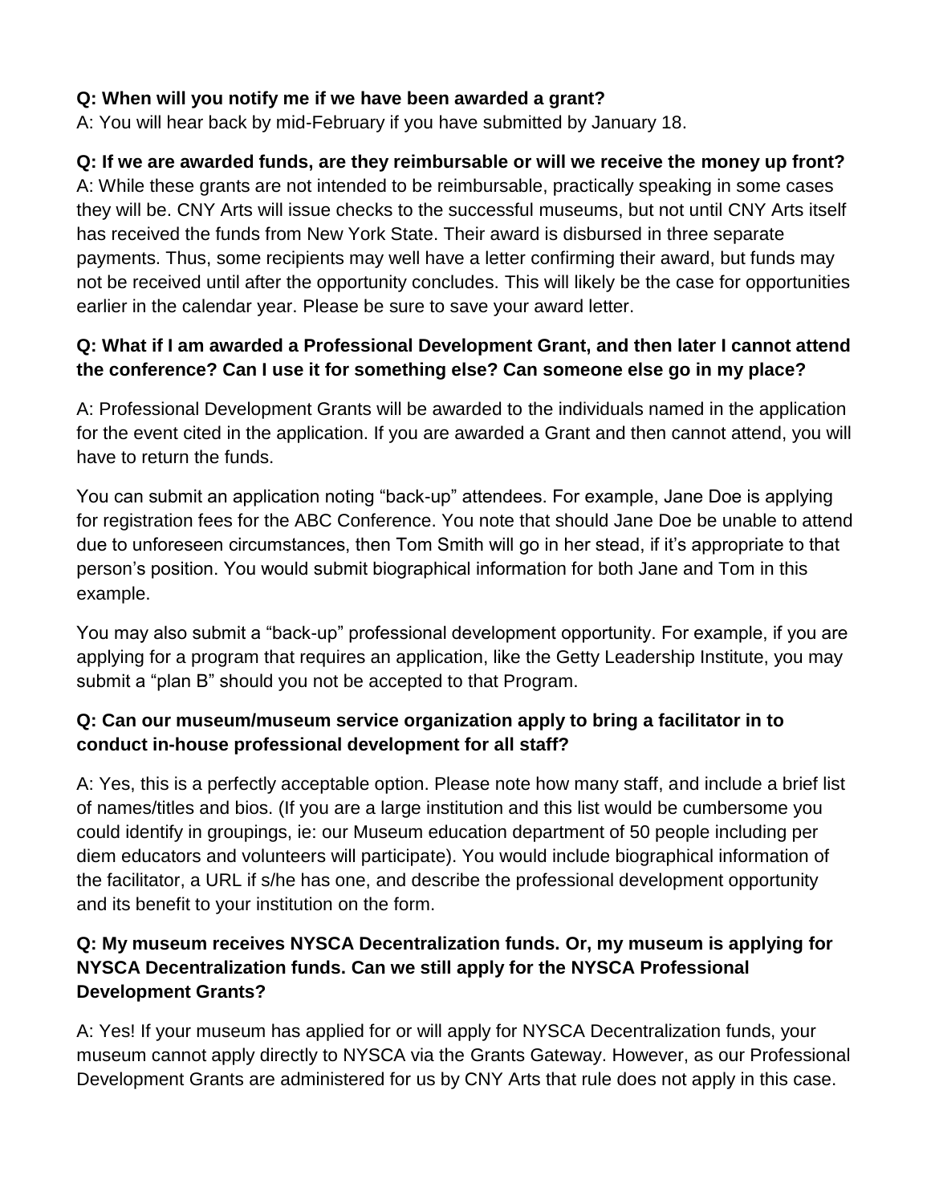**Q: When will you notify me if we have been awarded a grant?**
A: You will hear back by mid-February if you have submitted by January 18.

**Q: If we are awarded funds, are they reimbursable or will we receive the money up front?**
A: While these grants are not intended to be reimbursable, practically speaking in some cases they will be. CNY Arts will issue checks to the successful museums, but not until CNY Arts itself has received the funds from New York State. Their award is disbursed in three separate payments. Thus, some recipients may well have a letter confirming their award, but funds may not be received until after the opportunity concludes. This will likely be the case for opportunities earlier in the calendar year. Please be sure to save your award letter.

**Q: What if I am awarded a Professional Development Grant, and then later I cannot attend the conference? Can I use it for something else? Can someone else go in my place?**

A: Professional Development Grants will be awarded to the individuals named in the application for the event cited in the application. If you are awarded a Grant and then cannot attend, you will have to return the funds.

You can submit an application noting “back-up” attendees. For example, Jane Doe is applying for registration fees for the ABC Conference. You note that should Jane Doe be unable to attend due to unforeseen circumstances, then Tom Smith will go in her stead, if it’s appropriate to that person’s position. You would submit biographical information for both Jane and Tom in this example.

You may also submit a “back-up” professional development opportunity. For example, if you are applying for a program that requires an application, like the Getty Leadership Institute, you may submit a “plan B” should you not be accepted to that Program.

**Q: Can our museum/museum service organization apply to bring a facilitator in to conduct in-house professional development for all staff?**

A: Yes, this is a perfectly acceptable option. Please note how many staff, and include a brief list of names/titles and bios. (If you are a large institution and this list would be cumbersome you could identify in groupings, ie: our Museum education department of 50 people including per diem educators and volunteers will participate). You would include biographical information of the facilitator, a URL if s/he has one, and describe the professional development opportunity and its benefit to your institution on the form.

**Q: My museum receives NYSCA Decentralization funds. Or, my museum is applying for NYSCA Decentralization funds. Can we still apply for the NYSCA Professional Development Grants?**

A: Yes! If your museum has applied for or will apply for NYSCA Decentralization funds, your museum cannot apply directly to NYSCA via the Grants Gateway. However, as our Professional Development Grants are administered for us by CNY Arts that rule does not apply in this case.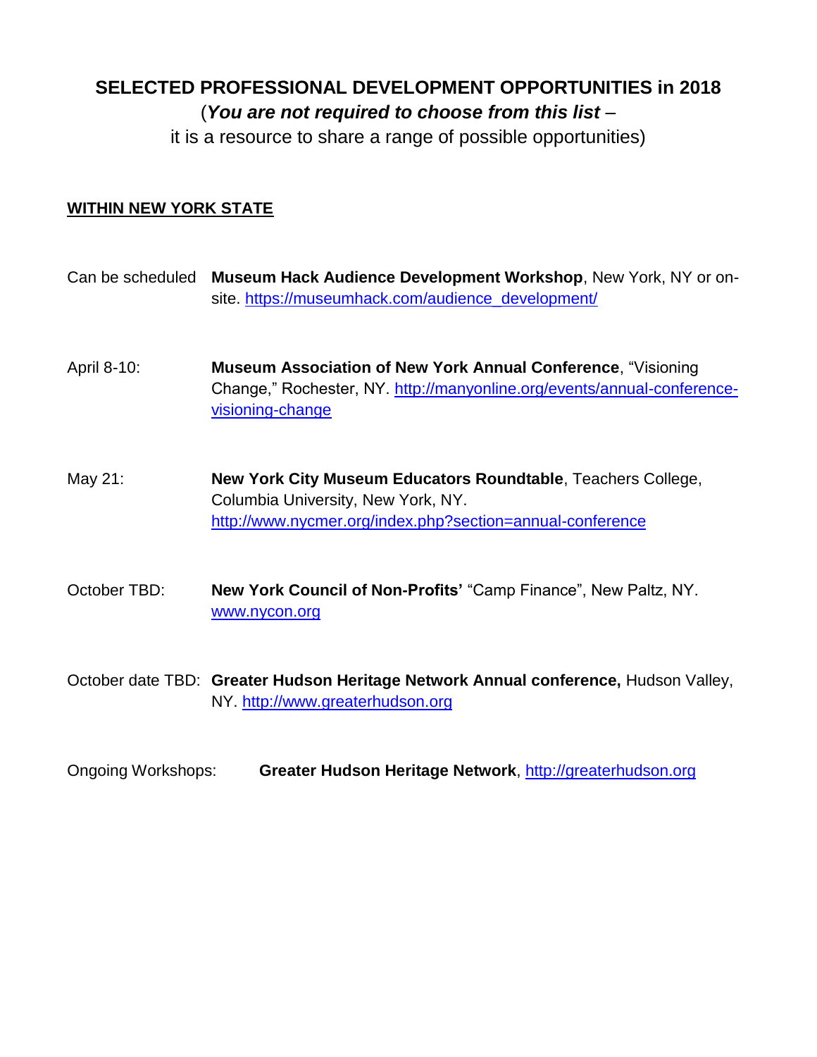# SELECTED PROFESSIONAL DEVELOPMENT OPPORTUNITIES in 2018

(***You are not required to choose from this list*** –
it is a resource to share a range of possible opportunities)

**WITHIN NEW YORK STATE**

Can be scheduled **Museum Hack Audience Development Workshop**, New York, NY or on-site. https://museumhack.com/audience_development/

April 8-10: **Museum Association of New York Annual Conference**, "Visioning Change," Rochester, NY. http://manyonline.org/events/annual-conference-visioning-change

May 21: **New York City Museum Educators Roundtable**, Teachers College, Columbia University, New York, NY. http://www.nycmer.org/index.php?section=annual-conference

October TBD: **New York Council of Non-Profits'** "Camp Finance", New Paltz, NY. www.nycon.org

October date TBD: **Greater Hudson Heritage Network Annual conference,** Hudson Valley, NY. http://www.greaterhudson.org

Ongoing Workshops: **Greater Hudson Heritage Network**, http://greaterhudson.org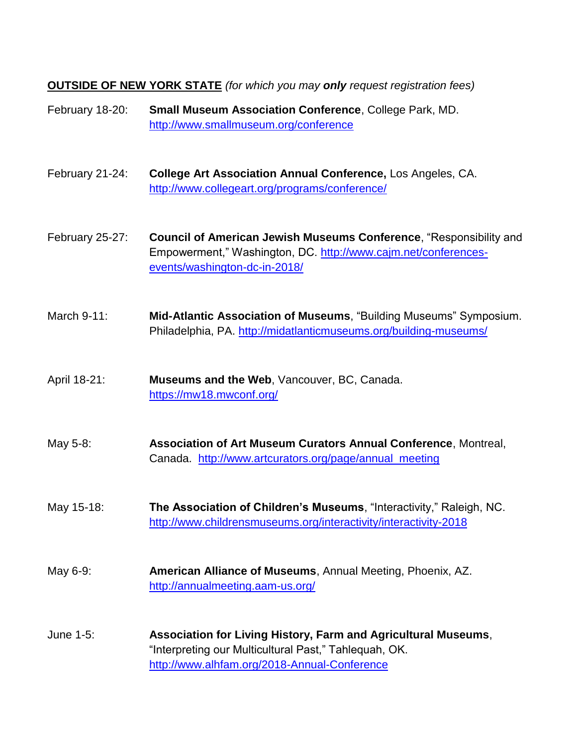**OUTSIDE OF NEW YORK STATE** *(for which you may **only** request registration fees)*

February 18-20: **Small Museum Association Conference**, College Park, MD. http://www.smallmuseum.org/conference

February 21-24: **College Art Association Annual Conference,** Los Angeles, CA. http://www.collegeart.org/programs/conference/

February 25-27: **Council of American Jewish Museums Conference**, “Responsibility and Empowerment,” Washington, DC. http://www.cajm.net/conferences-events/washington-dc-in-2018/

March 9-11: **Mid-Atlantic Association of Museums**, “Building Museums” Symposium. Philadelphia, PA. http://midatlanticmuseums.org/building-museums/

April 18-21: **Museums and the Web**, Vancouver, BC, Canada. https://mw18.mwconf.org/

May 5-8: **Association of Art Museum Curators Annual Conference**, Montreal, Canada. http://www.artcurators.org/page/annual_meeting

May 15-18: **The Association of Children’s Museums**, “Interactivity,” Raleigh, NC. http://www.childrensmuseums.org/interactivity/interactivity-2018

May 6-9: **American Alliance of Museums**, Annual Meeting, Phoenix, AZ. http://annualmeeting.aam-us.org/

June 1-5: **Association for Living History, Farm and Agricultural Museums**, “Interpreting our Multicultural Past,” Tahlequah, OK. http://www.alhfam.org/2018-Annual-Conference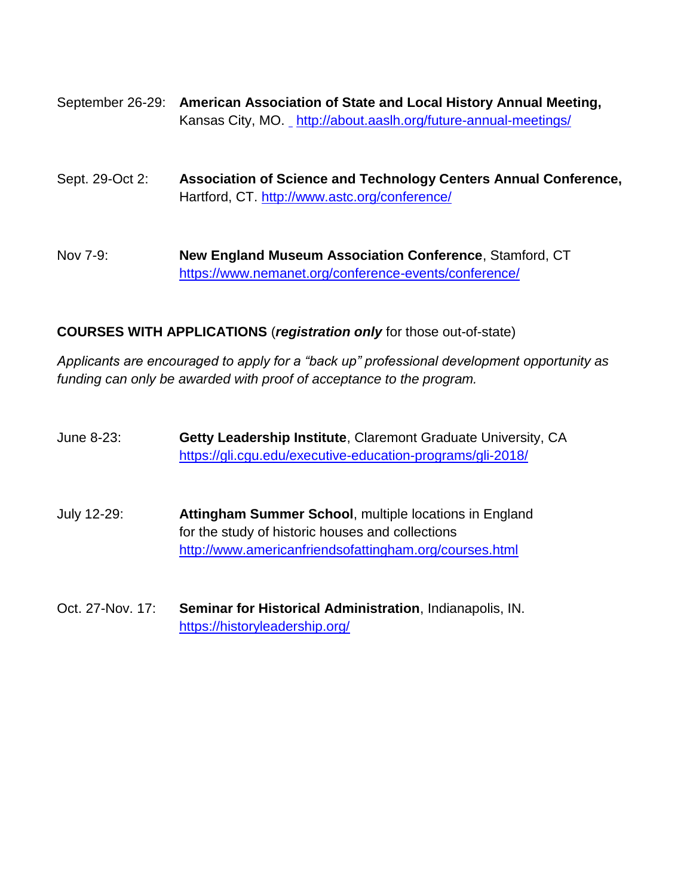September 26-29: **American Association of State and Local History Annual Meeting,** Kansas City, MO. http://about.aaslh.org/future-annual-meetings/

Sept. 29-Oct 2: **Association of Science and Technology Centers Annual Conference,** Hartford, CT. http://www.astc.org/conference/

Nov 7-9: **New England Museum Association Conference**, Stamford, CT https://www.nemanet.org/conference-events/conference/

**COURSES WITH APPLICATIONS** (***registration only*** for those out-of-state)

*Applicants are encouraged to apply for a "back up" professional development opportunity as funding can only be awarded with proof of acceptance to the program.*

June 8-23: **Getty Leadership Institute**, Claremont Graduate University, CA https://gli.cgu.edu/executive-education-programs/gli-2018/

July 12-29: **Attingham Summer School**, multiple locations in England for the study of historic houses and collections http://www.americanfriendsofattingham.org/courses.html

Oct. 27-Nov. 17: **Seminar for Historical Administration**, Indianapolis, IN. https://historyleadership.org/